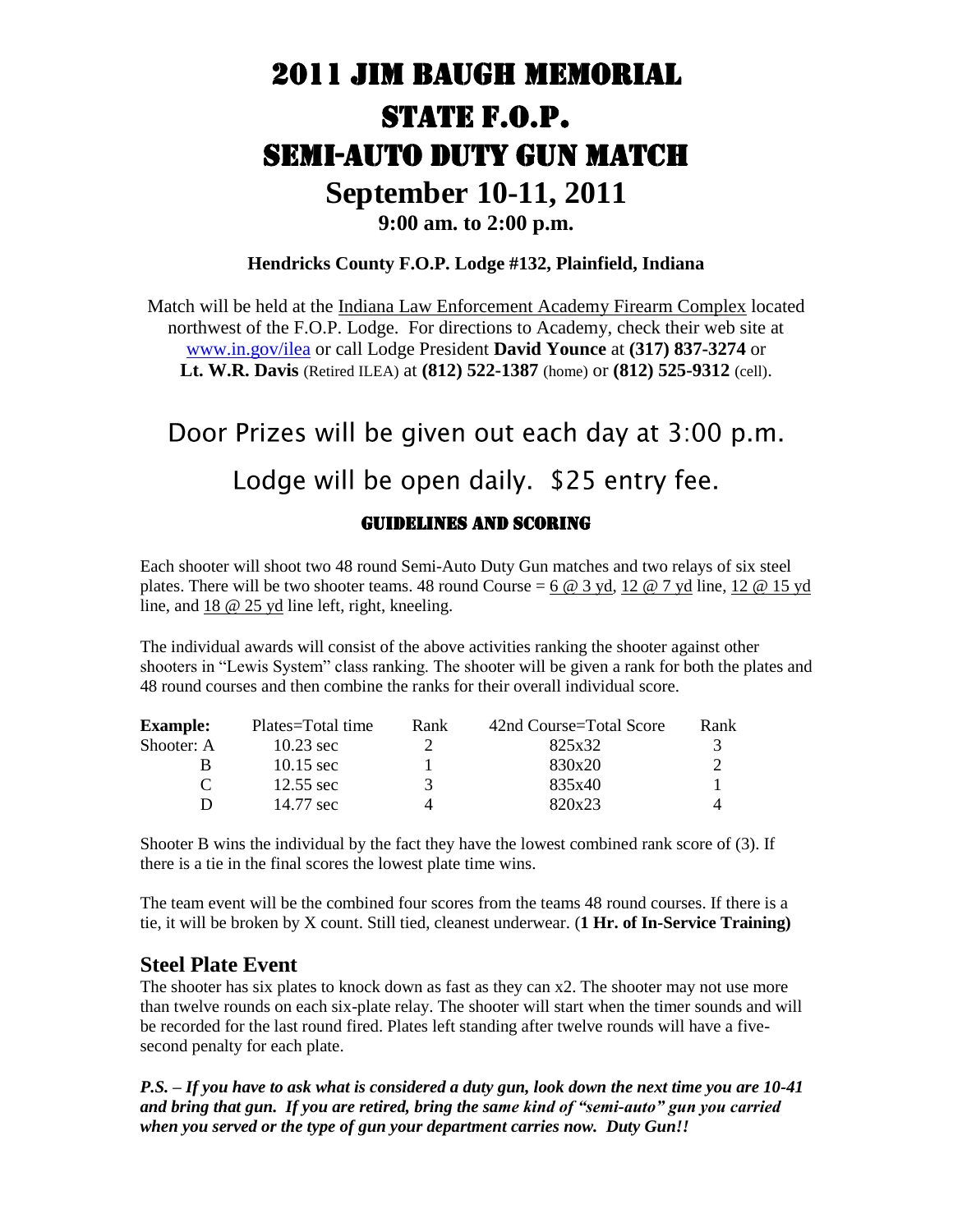# 2011 Jim Baugh Memorial

# State F.O.P.

# Semi-Auto Duty Gun Match

## September 10-11, 2011

### 9:00 am. to 2:00 p.m.

**Hendricks County F.O.P. Lodge #132, Plainfield, Indiana**

Match will be held at the Indiana Law Enforcement Academy Firearm Complex located northwest of the F.O.P. Lodge. For directions to Academy, check their web site at www.in.gov/ilea or call Lodge President **David Younce** at **(317) 837-3274** or **Lt. W.R. Davis** (Retired ILEA) at **(812) 522-1387** (home) or **(812) 525-9312** (cell).

## Door Prizes will be given out each day at 3:00 p.m.

## Lodge will be open daily. $25 entry fee.

### Guidelines and Scoring

Each shooter will shoot two 48 round Semi-Auto Duty Gun matches and two relays of six steel plates. There will be two shooter teams. 48 round Course = 6 @ 3 yd, 12 @ 7 yd line, 12 @ 15 yd line, and 18 @ 25 yd line left, right, kneeling.

The individual awards will consist of the above activities ranking the shooter against other shooters in "Lewis System" class ranking. The shooter will be given a rank for both the plates and 48 round courses and then combine the ranks for their overall individual score.

| **Example:** | Plates=Total time | Rank | 42nd Course=Total Score | Rank |
|---|---|---|---|---|
| Shooter: A | 10.23 sec | 2 | 825x32 | 3 |
| B | 10.15 sec | 1 | 830x20 | 2 |
| C | 12.55 sec | 3 | 835x40 | 1 |
| D | 14.77 sec | 4 | 820x23 | 4 |

Shooter B wins the individual by the fact they have the lowest combined rank score of (3). If there is a tie in the final scores the lowest plate time wins.

The team event will be the combined four scores from the teams 48 round courses. If there is a tie, it will be broken by X count. Still tied, cleanest underwear. (**1 Hr. of In-Service Training)**

## Steel Plate Event

The shooter has six plates to knock down as fast as they can x2. The shooter may not use more than twelve rounds on each six-plate relay. The shooter will start when the timer sounds and will be recorded for the last round fired. Plates left standing after twelve rounds will have a five-second penalty for each plate.

***P.S. – If you have to ask what is considered a duty gun, look down the next time you are 10-41 and bring that gun. If you are retired, bring the same kind of "semi-auto" gun you carried when you served or the type of gun your department carries now. Duty Gun!!***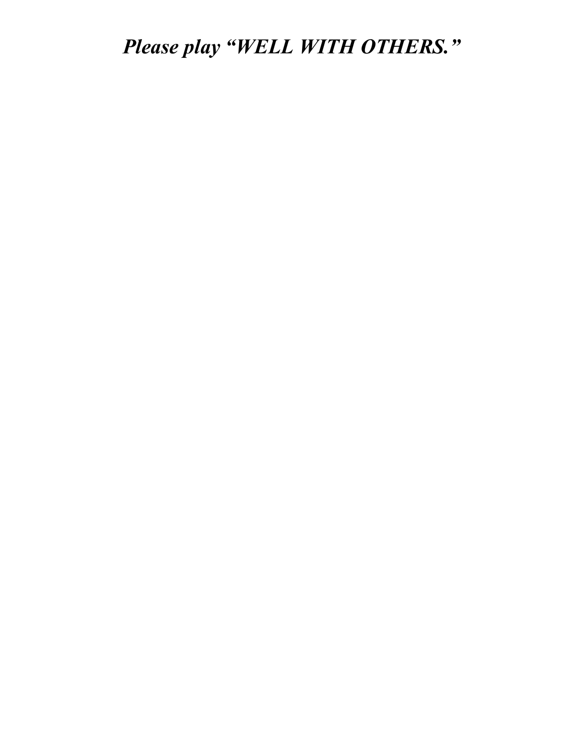***Please play "WELL WITH OTHERS."***